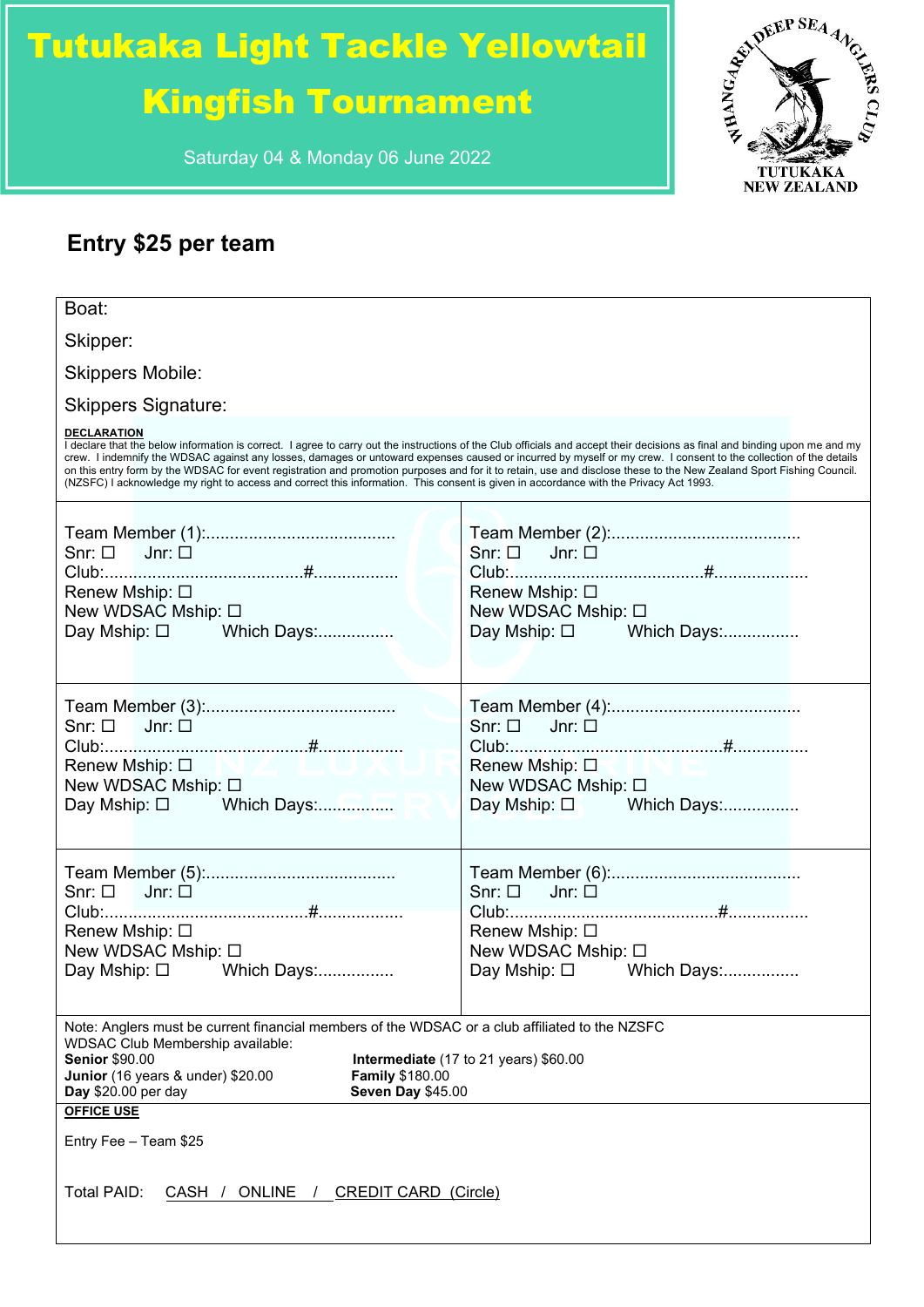# Tutukaka Light Tackle Yellowtail Kingfish Tournament

Saturday 04 & Monday 06 June 2022

WHANGAREI DEEP SEA ANGLERS CLUB
TUTUKAKA
NEW ZEALAND

## Entry $25 per team

Boat:

Skipper:

Skippers Mobile:

Skippers Signature:

**DECLARATION**
I declare that the below information is correct. I agree to carry out the instructions of the Club officials and accept their decisions as final and binding upon me and my crew. I indemnify the WDSAC against any losses, damages or untoward expenses caused or incurred by myself or my crew. I consent to the collection of the details on this entry form by the WDSAC for event registration and promotion purposes and for it to retain, use and disclose these to the New Zealand Sport Fishing Council. (NZSFC) I acknowledge my right to access and correct this information. This consent is given in accordance with the Privacy Act 1993.

| | |
|---|---|
| Team Member (1):........................................<br>Snr: ☐ Jnr: ☐<br>Club:...........................................#.................<br>Renew Mship: ☐<br>New WDSAC Mship: ☐<br>Day Mship: ☐ Which Days:................ | Team Member (2):........................................<br>Snr: ☐ Jnr: ☐<br>Club:...........................................#....................<br>Renew Mship: ☐<br>New WDSAC Mship: ☐<br>Day Mship: ☐ Which Days:................ |
| Team Member (3):........................................<br>Snr: ☐ Jnr: ☐<br>Club:............................................#.................<br>Renew Mship: ☐<br>New WDSAC Mship: ☐<br>Day Mship: ☐ Which Days:................ | Team Member (4):........................................<br>Snr: ☐ Jnr: ☐<br>Club:.............................................#................<br>Renew Mship: ☐<br>New WDSAC Mship: ☐<br>Day Mship: ☐ Which Days:................ |
| Team Member (5):........................................<br>Snr: ☐ Jnr: ☐<br>Club:............................................#.................<br>Renew Mship: ☐<br>New WDSAC Mship: ☐<br>Day Mship: ☐ Which Days:................ | Team Member (6):........................................<br>Snr: ☐ Jnr: ☐<br>Club:.............................................#................<br>Renew Mship: ☐<br>New WDSAC Mship: ☐<br>Day Mship: ☐ Which Days:................ |

Note: Anglers must be current financial members of the WDSAC or a club affiliated to the NZSFC
WDSAC Club Membership available:

**Senior** $90.00
**Intermediate** (17 to 21 years) $60.00
**Junior** (16 years & under) $20.00
**Family** $180.00
**Day** $20.00 per day
**Seven Day** $45.00

**OFFICE USE**

Entry Fee – Team $25

Total PAID: CASH / ONLINE / CREDIT CARD (Circle)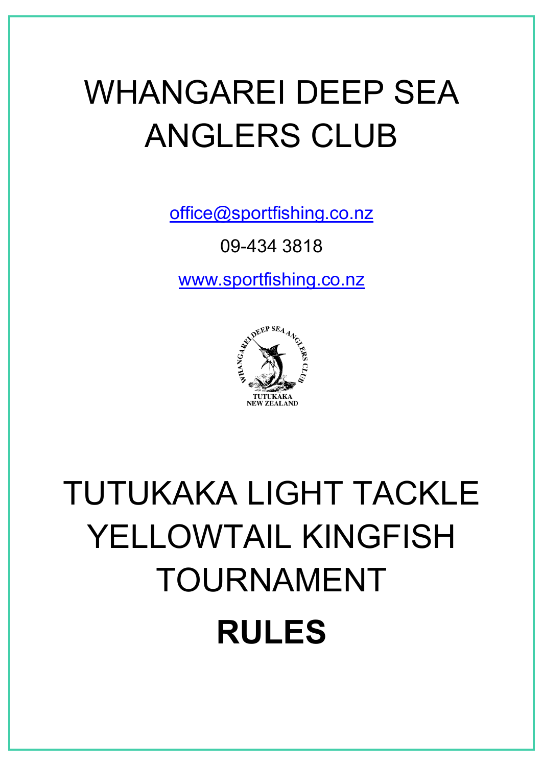# WHANGAREI DEEP SEA ANGLERS CLUB

office@sportfishing.co.nz

09-434 3818

www.sportfishing.co.nz

# TUTUKAKA LIGHT TACKLE YELLOWTAIL KINGFISH TOURNAMENT

# RULES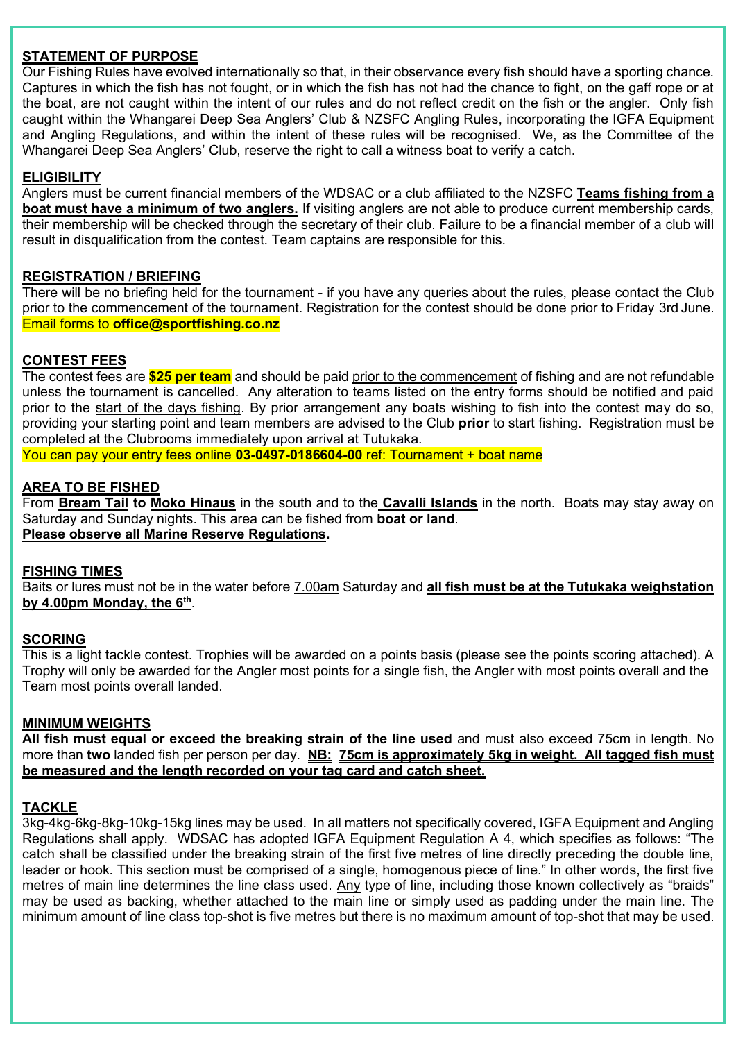## STATEMENT OF PURPOSE

Our Fishing Rules have evolved internationally so that, in their observance every fish should have a sporting chance. Captures in which the fish has not fought, or in which the fish has not had the chance to fight, on the gaff rope or at the boat, are not caught within the intent of our rules and do not reflect credit on the fish or the angler. Only fish caught within the Whangarei Deep Sea Anglers' Club & NZSFC Angling Rules, incorporating the IGFA Equipment and Angling Regulations, and within the intent of these rules will be recognised. We, as the Committee of the Whangarei Deep Sea Anglers' Club, reserve the right to call a witness boat to verify a catch.

## ELIGIBILITY

Anglers must be current financial members of the WDSAC or a club affiliated to the NZSFC **Teams fishing from a boat must have a minimum of two anglers.** If visiting anglers are not able to produce current membership cards, their membership will be checked through the secretary of their club. Failure to be a financial member of a club will result in disqualification from the contest. Team captains are responsible for this.

## REGISTRATION / BRIEFING

There will be no briefing held for the tournament - if you have any queries about the rules, please contact the Club prior to the commencement of the tournament. Registration for the contest should be done prior to Friday 3rd June. Email forms to **office@sportfishing.co.nz**

## CONTEST FEES

The contest fees are **$25 per team** and should be paid prior to the commencement of fishing and are not refundable unless the tournament is cancelled. Any alteration to teams listed on the entry forms should be notified and paid prior to the start of the days fishing. By prior arrangement any boats wishing to fish into the contest may do so, providing your starting point and team members are advised to the Club **prior** to start fishing. Registration must be completed at the Clubrooms immediately upon arrival at Tutukaka.

You can pay your entry fees online **03-0497-0186604-00** ref: Tournament + boat name

## AREA TO BE FISHED

From **Bream Tail to Moko Hinaus** in the south and to the **Cavalli Islands** in the north. Boats may stay away on Saturday and Sunday nights. This area can be fished from **boat or land**.

**Please observe all Marine Reserve Regulations.**

## FISHING TIMES

Baits or lures must not be in the water before 7.00am Saturday and **all fish must be at the Tutukaka weighstation by 4.00pm Monday, the 6th**.

## SCORING

This is a light tackle contest. Trophies will be awarded on a points basis (please see the points scoring attached). A Trophy will only be awarded for the Angler most points for a single fish, the Angler with most points overall and the Team most points overall landed.

## MINIMUM WEIGHTS

**All fish must equal or exceed the breaking strain of the line used** and must also exceed 75cm in length. No more than **two** landed fish per person per day. **NB: 75cm is approximately 5kg in weight. All tagged fish must be measured and the length recorded on your tag card and catch sheet.**

## TACKLE

3kg-4kg-6kg-8kg-10kg-15kg lines may be used. In all matters not specifically covered, IGFA Equipment and Angling Regulations shall apply. WDSAC has adopted IGFA Equipment Regulation A 4, which specifies as follows: "The catch shall be classified under the breaking strain of the first five metres of line directly preceding the double line, leader or hook. This section must be comprised of a single, homogenous piece of line." In other words, the first five metres of main line determines the line class used. Any type of line, including those known collectively as "braids" may be used as backing, whether attached to the main line or simply used as padding under the main line. The minimum amount of line class top-shot is five metres but there is no maximum amount of top-shot that may be used.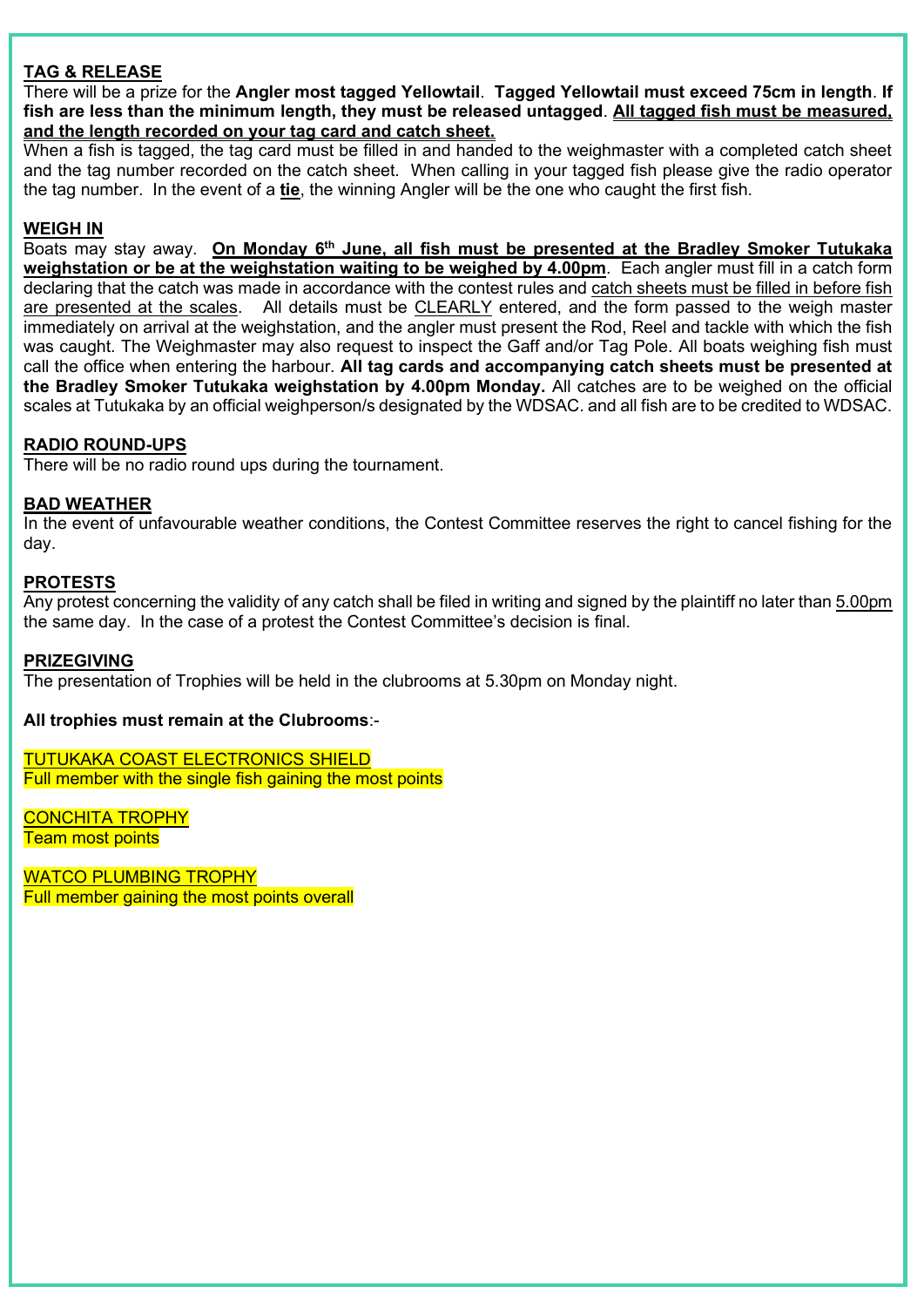## TAG & RELEASE

There will be a prize for the **Angler most tagged Yellowtail**. **Tagged Yellowtail must exceed 75cm in length**. **If fish are less than the minimum length, they must be released untagged**. **All tagged fish must be measured, and the length recorded on your tag card and catch sheet.**

When a fish is tagged, the tag card must be filled in and handed to the weighmaster with a completed catch sheet and the tag number recorded on the catch sheet. When calling in your tagged fish please give the radio operator the tag number. In the event of a **tie**, the winning Angler will be the one who caught the first fish.

## WEIGH IN

Boats may stay away. **On Monday 6th June, all fish must be presented at the Bradley Smoker Tutukaka weighstation or be at the weighstation waiting to be weighed by 4.00pm**. Each angler must fill in a catch form declaring that the catch was made in accordance with the contest rules and catch sheets must be filled in before fish are presented at the scales. All details must be CLEARLY entered, and the form passed to the weigh master immediately on arrival at the weighstation, and the angler must present the Rod, Reel and tackle with which the fish was caught. The Weighmaster may also request to inspect the Gaff and/or Tag Pole. All boats weighing fish must call the office when entering the harbour. **All tag cards and accompanying catch sheets must be presented at the Bradley Smoker Tutukaka weighstation by 4.00pm Monday.** All catches are to be weighed on the official scales at Tutukaka by an official weighperson/s designated by the WDSAC. and all fish are to be credited to WDSAC.

## RADIO ROUND-UPS

There will be no radio round ups during the tournament.

## BAD WEATHER

In the event of unfavourable weather conditions, the Contest Committee reserves the right to cancel fishing for the day.

## PROTESTS

Any protest concerning the validity of any catch shall be filed in writing and signed by the plaintiff no later than 5.00pm the same day. In the case of a protest the Contest Committee's decision is final.

## PRIZEGIVING

The presentation of Trophies will be held in the clubrooms at 5.30pm on Monday night.

**All trophies must remain at the Clubrooms**:-

TUTUKAKA COAST ELECTRONICS SHIELD
Full member with the single fish gaining the most points

CONCHITA TROPHY
Team most points

WATCO PLUMBING TROPHY
Full member gaining the most points overall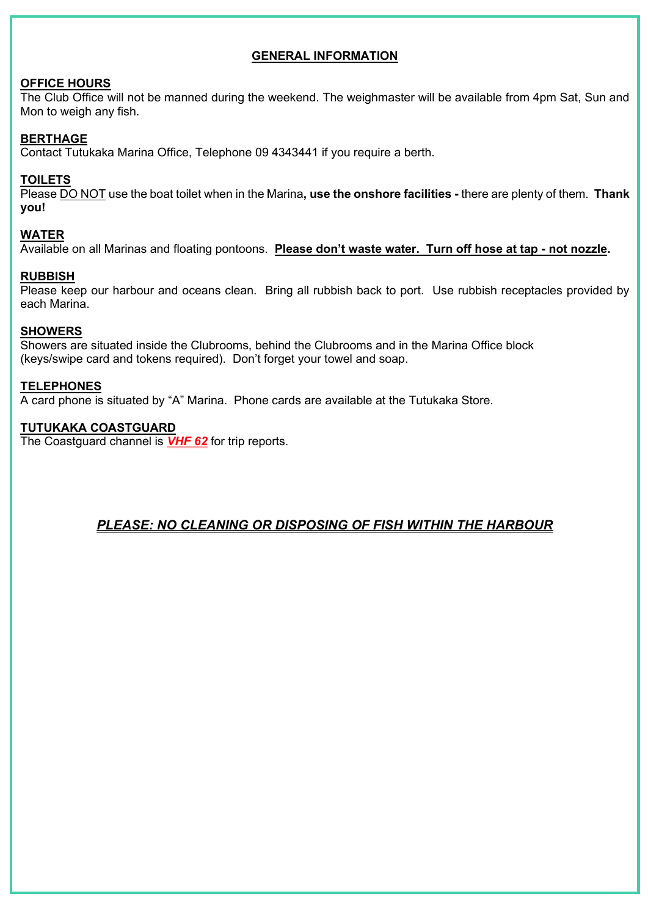## GENERAL INFORMATION

### OFFICE HOURS

The Club Office will not be manned during the weekend. The weighmaster will be available from 4pm Sat, Sun and Mon to weigh any fish.

### BERTHAGE

Contact Tutukaka Marina Office, Telephone 09 4343441 if you require a berth.

### TOILETS

Please DO NOT use the boat toilet when in the Marina**, use the onshore facilities -** there are plenty of them. **Thank you!**

### WATER

Available on all Marinas and floating pontoons. **Please don't waste water. Turn off hose at tap - not nozzle.**

### RUBBISH

Please keep our harbour and oceans clean. Bring all rubbish back to port. Use rubbish receptacles provided by each Marina.

### SHOWERS

Showers are situated inside the Clubrooms, behind the Clubrooms and in the Marina Office block (keys/swipe card and tokens required). Don't forget your towel and soap.

### TELEPHONES

A card phone is situated by "A" Marina. Phone cards are available at the Tutukaka Store.

### TUTUKAKA COASTGUARD

The Coastguard channel is ***VHF 62*** for trip reports.

***PLEASE: NO CLEANING OR DISPOSING OF FISH WITHIN THE HARBOUR***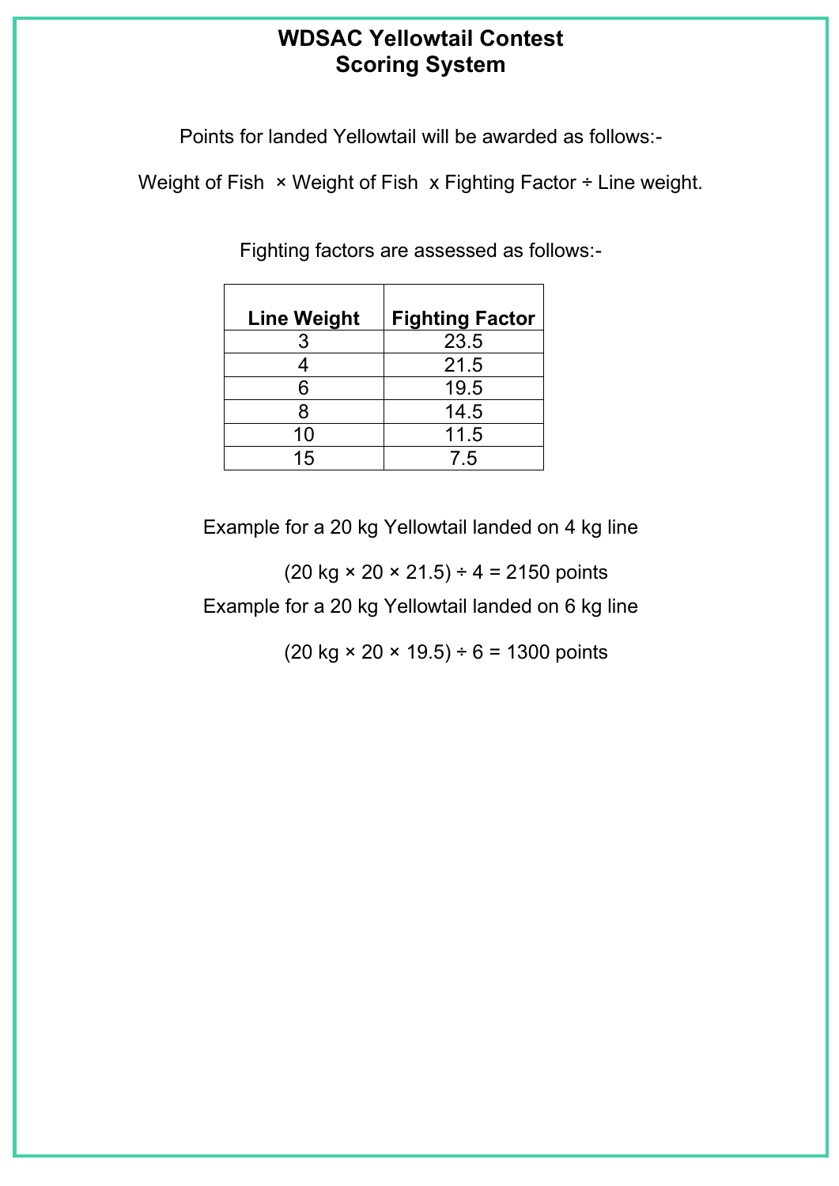# WDSAC Yellowtail Contest
# Scoring System

Points for landed Yellowtail will be awarded as follows:-

Weight of Fish × Weight of Fish x Fighting Factor ÷ Line weight.

Fighting factors are assessed as follows:-

| Line Weight | Fighting Factor |
|---|---|
| 3 | 23.5 |
| 4 | 21.5 |
| 6 | 19.5 |
| 8 | 14.5 |
| 10 | 11.5 |
| 15 | 7.5 |

Example for a 20 kg Yellowtail landed on 4 kg line

(20 kg × 20 × 21.5) ÷ 4 = 2150 points

Example for a 20 kg Yellowtail landed on 6 kg line

(20 kg × 20 × 19.5) ÷ 6 = 1300 points